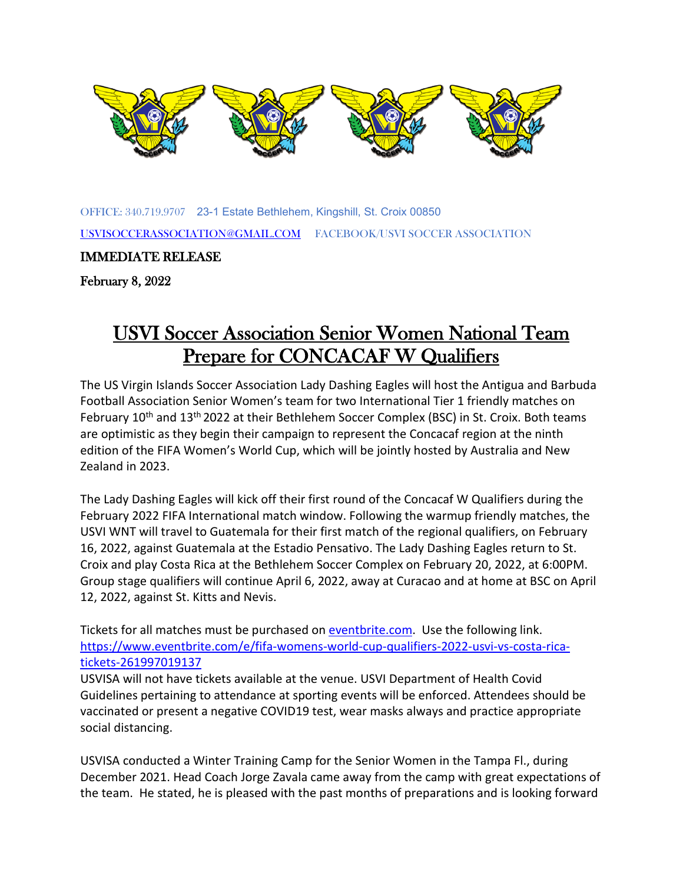OFFICE: 340.719.9707 23-1 Estate Bethlehem, Kingshill, St. Croix 00850

USVISOCCERASSOCIATION@GMAIL.COM FACEBOOK/USVI SOCCER ASSOCIATION

**IMMEDIATE RELEASE**

**February 8, 2022**

# USVI Soccer Association Senior Women National Team Prepare for CONCACAF W Qualifiers

The US Virgin Islands Soccer Association Lady Dashing Eagles will host the Antigua and Barbuda Football Association Senior Women's team for two International Tier 1 friendly matches on February 10th and 13th 2022 at their Bethlehem Soccer Complex (BSC) in St. Croix. Both teams are optimistic as they begin their campaign to represent the Concacaf region at the ninth edition of the FIFA Women's World Cup, which will be jointly hosted by Australia and New Zealand in 2023.

The Lady Dashing Eagles will kick off their first round of the Concacaf W Qualifiers during the February 2022 FIFA International match window. Following the warmup friendly matches, the USVI WNT will travel to Guatemala for their first match of the regional qualifiers, on February 16, 2022, against Guatemala at the Estadio Pensativo. The Lady Dashing Eagles return to St. Croix and play Costa Rica at the Bethlehem Soccer Complex on February 20, 2022, at 6:00PM. Group stage qualifiers will continue April 6, 2022, away at Curacao and at home at BSC on April 12, 2022, against St. Kitts and Nevis.

Tickets for all matches must be purchased on eventbrite.com. Use the following link. https://www.eventbrite.com/e/fifa-womens-world-cup-qualifiers-2022-usvi-vs-costa-rica-tickets-261997019137
USVISA will not have tickets available at the venue. USVI Department of Health Covid Guidelines pertaining to attendance at sporting events will be enforced. Attendees should be vaccinated or present a negative COVID19 test, wear masks always and practice appropriate social distancing.

USVISA conducted a Winter Training Camp for the Senior Women in the Tampa Fl., during December 2021. Head Coach Jorge Zavala came away from the camp with great expectations of the team. He stated, he is pleased with the past months of preparations and is looking forward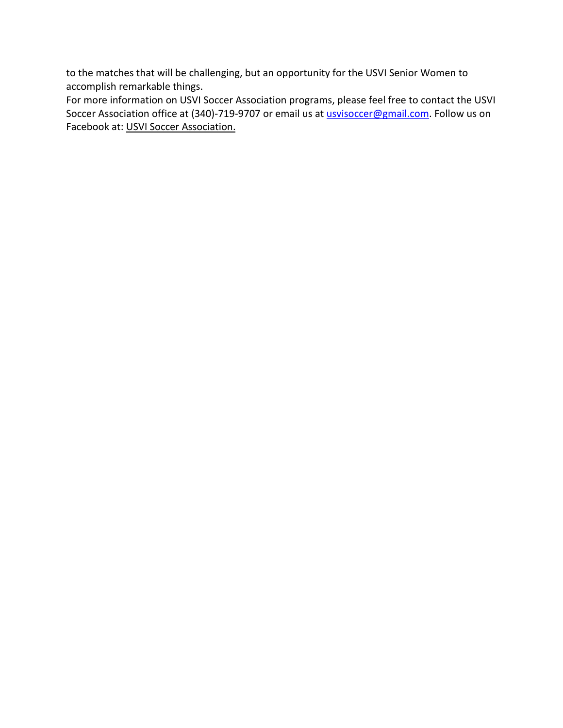to the matches that will be challenging, but an opportunity for the USVI Senior Women to accomplish remarkable things.

For more information on USVI Soccer Association programs, please feel free to contact the USVI Soccer Association office at (340)-719-9707 or email us at usvisoccer@gmail.com. Follow us on Facebook at: USVI Soccer Association.